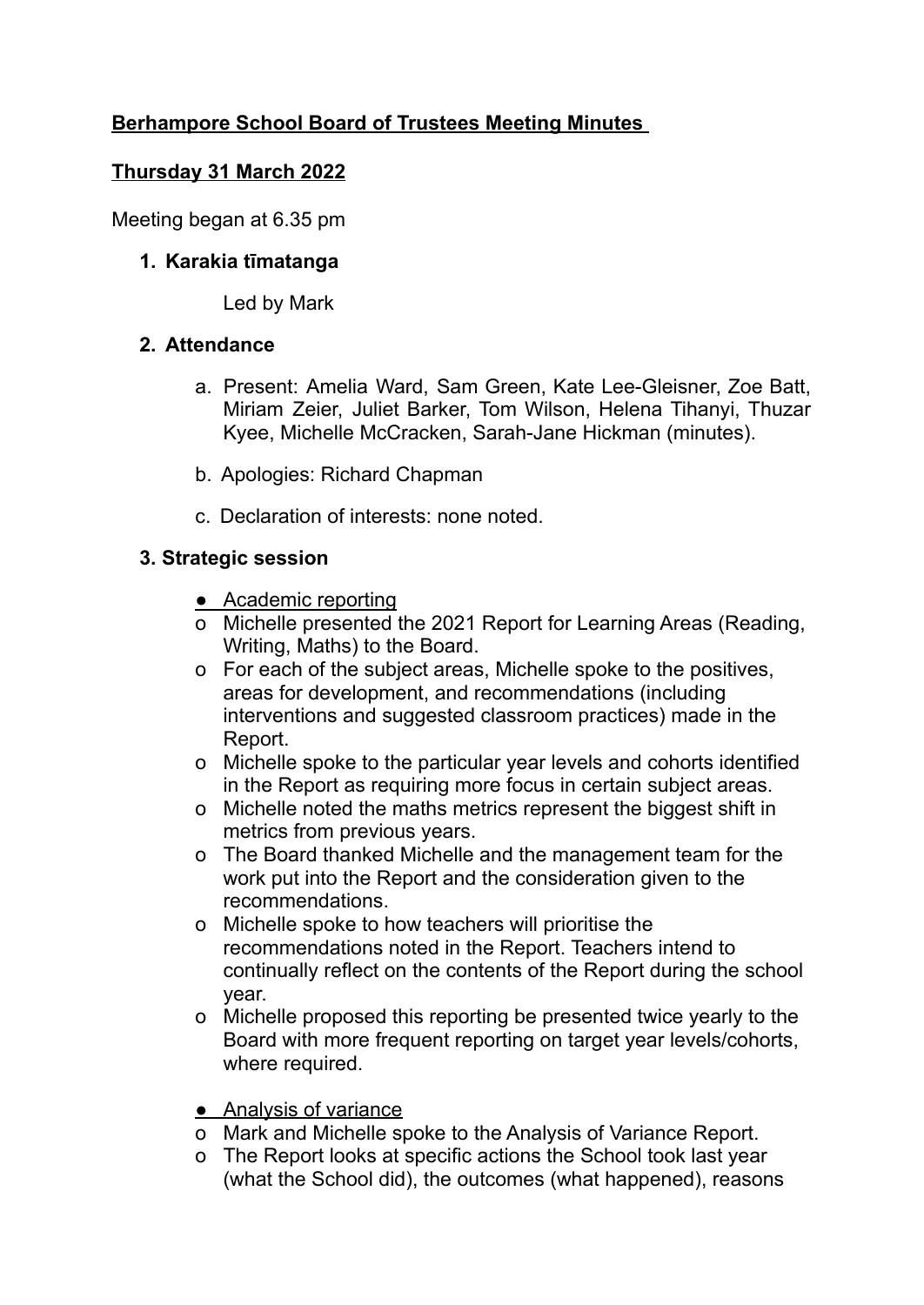**<u>Berhampore School Board of Trustees Meeting Minutes</u>**

**<u>Thursday 31 March 2022</u>**

Meeting began at 6.35 pm

1. **Karakia tīmatanga**

   Led by Mark

2. **Attendance**

   a. Present: Amelia Ward, Sam Green, Kate Lee-Gleisner, Zoe Batt, Miriam Zeier, Juliet Barker, Tom Wilson, Helena Tihanyi, Thuzar Kyee, Michelle McCracken, Sarah-Jane Hickman (minutes).

   b. Apologies: Richard Chapman

   c. Declaration of interests: none noted.

3. **Strategic session**

   - <u>Academic reporting</u>
     - Michelle presented the 2021 Report for Learning Areas (Reading, Writing, Maths) to the Board.
     - For each of the subject areas, Michelle spoke to the positives, areas for development, and recommendations (including interventions and suggested classroom practices) made in the Report.
     - Michelle spoke to the particular year levels and cohorts identified in the Report as requiring more focus in certain subject areas.
     - Michelle noted the maths metrics represent the biggest shift in metrics from previous years.
     - The Board thanked Michelle and the management team for the work put into the Report and the consideration given to the recommendations.
     - Michelle spoke to how teachers will prioritise the recommendations noted in the Report. Teachers intend to continually reflect on the contents of the Report during the school year.
     - Michelle proposed this reporting be presented twice yearly to the Board with more frequent reporting on target year levels/cohorts, where required.

   - <u>Analysis of variance</u>
     - Mark and Michelle spoke to the Analysis of Variance Report.
     - The Report looks at specific actions the School took last year (what the School did), the outcomes (what happened), reasons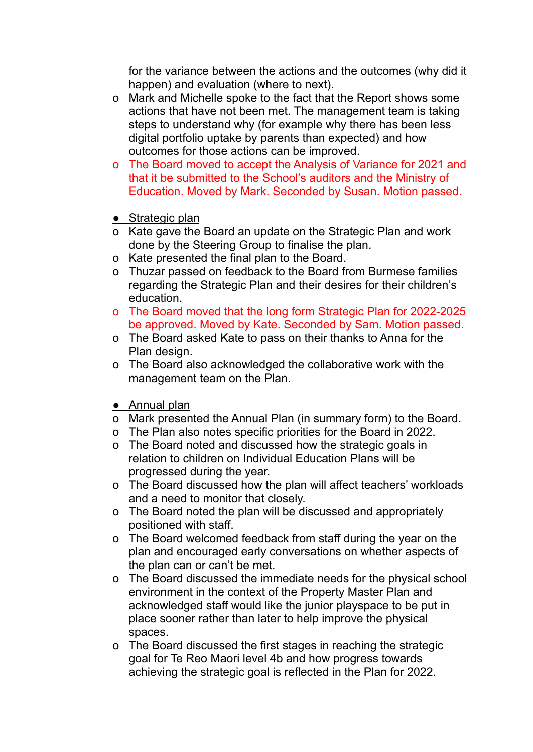for the variance between the actions and the outcomes (why did it happen) and evaluation (where to next).

- Mark and Michelle spoke to the fact that the Report shows some actions that have not been met. The management team is taking steps to understand why (for example why there has been less digital portfolio uptake by parents than expected) and how outcomes for those actions can be improved.
- The Board moved to accept the Analysis of Variance for 2021 and that it be submitted to the School's auditors and the Ministry of Education. Moved by Mark. Seconded by Susan. Motion passed.

- <u>Strategic plan</u>

- Kate gave the Board an update on the Strategic Plan and work done by the Steering Group to finalise the plan.
- Kate presented the final plan to the Board.
- Thuzar passed on feedback to the Board from Burmese families regarding the Strategic Plan and their desires for their children's education.
- The Board moved that the long form Strategic Plan for 2022-2025 be approved. Moved by Kate. Seconded by Sam. Motion passed.
- The Board asked Kate to pass on their thanks to Anna for the Plan design.
- The Board also acknowledged the collaborative work with the management team on the Plan.

- <u>Annual plan</u>

- Mark presented the Annual Plan (in summary form) to the Board.
- The Plan also notes specific priorities for the Board in 2022.
- The Board noted and discussed how the strategic goals in relation to children on Individual Education Plans will be progressed during the year.
- The Board discussed how the plan will affect teachers' workloads and a need to monitor that closely.
- The Board noted the plan will be discussed and appropriately positioned with staff.
- The Board welcomed feedback from staff during the year on the plan and encouraged early conversations on whether aspects of the plan can or can't be met.
- The Board discussed the immediate needs for the physical school environment in the context of the Property Master Plan and acknowledged staff would like the junior playspace to be put in place sooner rather than later to help improve the physical spaces.
- The Board discussed the first stages in reaching the strategic goal for Te Reo Maori level 4b and how progress towards achieving the strategic goal is reflected in the Plan for 2022.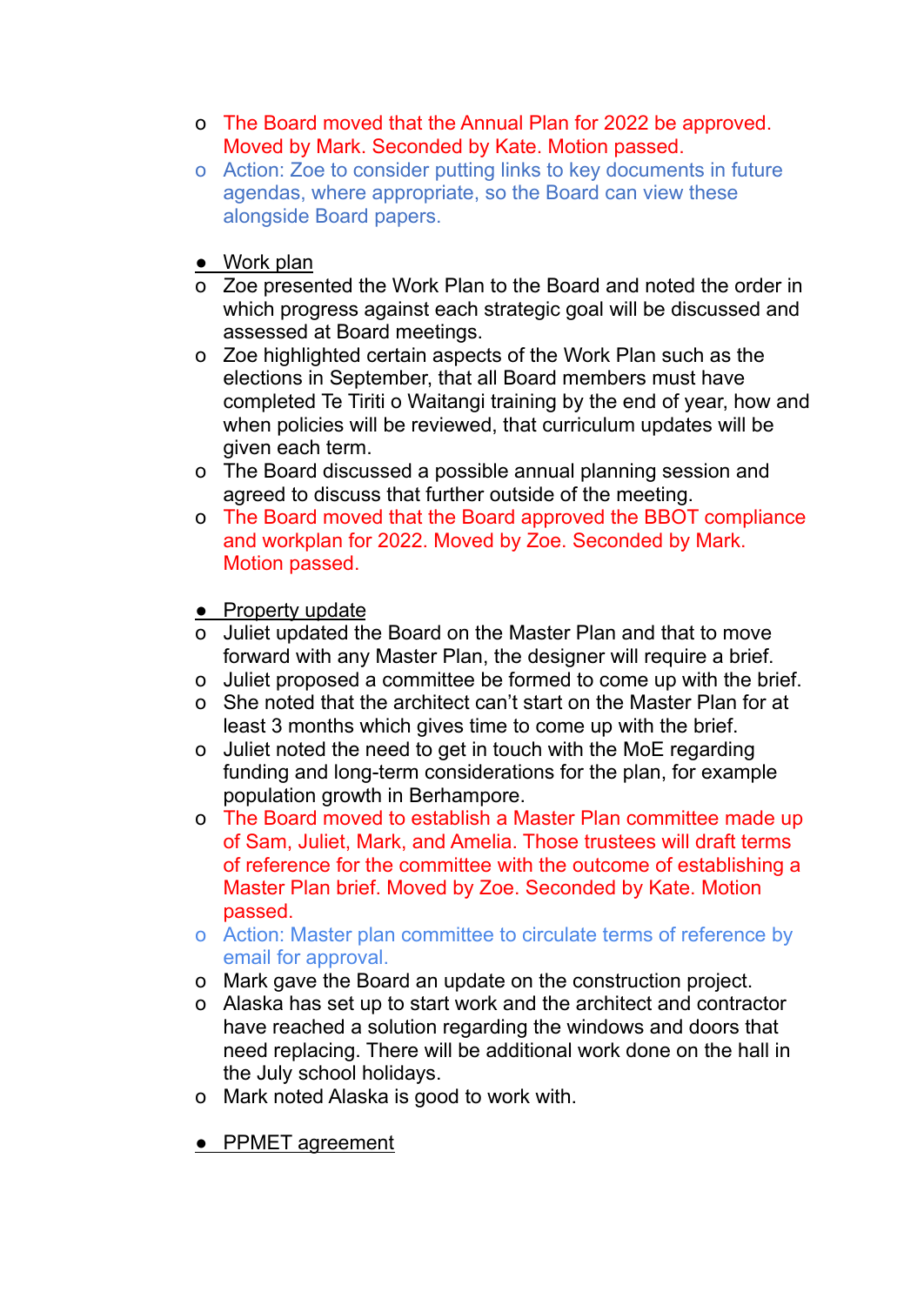- The Board moved that the Annual Plan for 2022 be approved. Moved by Mark. Seconded by Kate. Motion passed.
- Action: Zoe to consider putting links to key documents in future agendas, where appropriate, so the Board can view these alongside Board papers.

- <u>Work plan</u>
  - Zoe presented the Work Plan to the Board and noted the order in which progress against each strategic goal will be discussed and assessed at Board meetings.
  - Zoe highlighted certain aspects of the Work Plan such as the elections in September, that all Board members must have completed Te Tiriti o Waitangi training by the end of year, how and when policies will be reviewed, that curriculum updates will be given each term.
  - The Board discussed a possible annual planning session and agreed to discuss that further outside of the meeting.
  - The Board moved that the Board approved the BBOT compliance and workplan for 2022. Moved by Zoe. Seconded by Mark. Motion passed.

- <u>Property update</u>
  - Juliet updated the Board on the Master Plan and that to move forward with any Master Plan, the designer will require a brief.
  - Juliet proposed a committee be formed to come up with the brief.
  - She noted that the architect can't start on the Master Plan for at least 3 months which gives time to come up with the brief.
  - Juliet noted the need to get in touch with the MoE regarding funding and long-term considerations for the plan, for example population growth in Berhampore.
  - The Board moved to establish a Master Plan committee made up of Sam, Juliet, Mark, and Amelia. Those trustees will draft terms of reference for the committee with the outcome of establishing a Master Plan brief. Moved by Zoe. Seconded by Kate. Motion passed.
  - Action: Master plan committee to circulate terms of reference by email for approval.
  - Mark gave the Board an update on the construction project.
  - Alaska has set up to start work and the architect and contractor have reached a solution regarding the windows and doors that need replacing. There will be additional work done on the hall in the July school holidays.
  - Mark noted Alaska is good to work with.

- <u>PPMET agreement</u>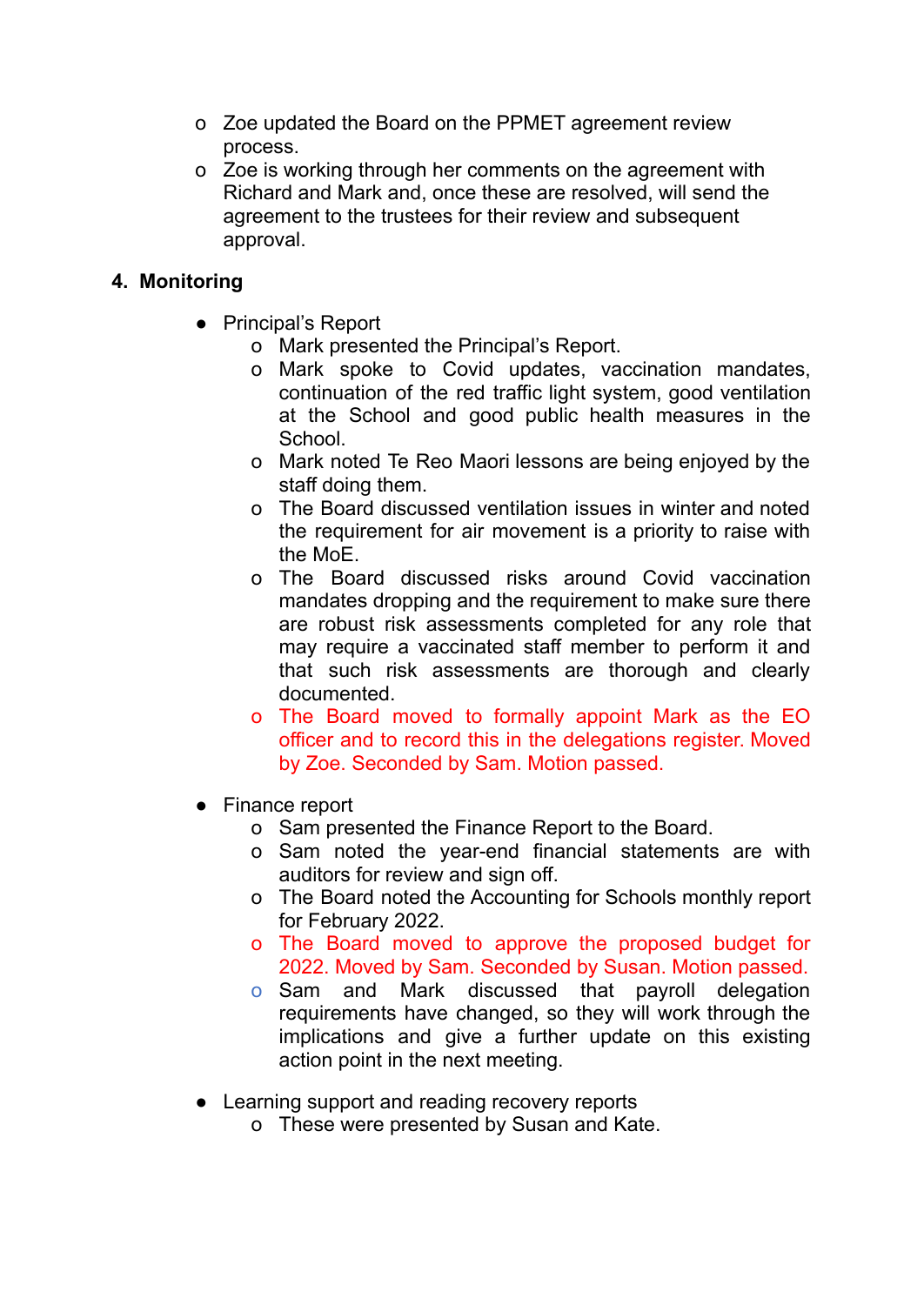- Zoe updated the Board on the PPMET agreement review process.
- Zoe is working through her comments on the agreement with Richard and Mark and, once these are resolved, will send the agreement to the trustees for their review and subsequent approval.

## 4. Monitoring

- Principal's Report
    - Mark presented the Principal's Report.
    - Mark spoke to Covid updates, vaccination mandates, continuation of the red traffic light system, good ventilation at the School and good public health measures in the School.
    - Mark noted Te Reo Maori lessons are being enjoyed by the staff doing them.
    - The Board discussed ventilation issues in winter and noted the requirement for air movement is a priority to raise with the MoE.
    - The Board discussed risks around Covid vaccination mandates dropping and the requirement to make sure there are robust risk assessments completed for any role that may require a vaccinated staff member to perform it and that such risk assessments are thorough and clearly documented.
    - The Board moved to formally appoint Mark as the EO officer and to record this in the delegations register. Moved by Zoe. Seconded by Sam. Motion passed.

- Finance report
    - Sam presented the Finance Report to the Board.
    - Sam noted the year-end financial statements are with auditors for review and sign off.
    - The Board noted the Accounting for Schools monthly report for February 2022.
    - The Board moved to approve the proposed budget for 2022. Moved by Sam. Seconded by Susan. Motion passed.
    - Sam and Mark discussed that payroll delegation requirements have changed, so they will work through the implications and give a further update on this existing action point in the next meeting.

- Learning support and reading recovery reports
    - These were presented by Susan and Kate.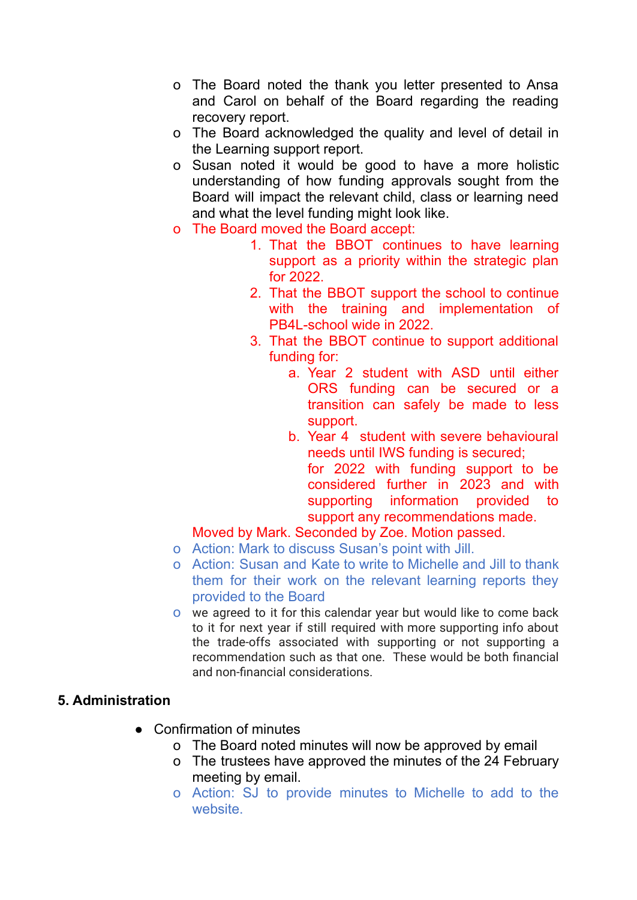- The Board noted the thank you letter presented to Ansa and Carol on behalf of the Board regarding the reading recovery report.
- The Board acknowledged the quality and level of detail in the Learning support report.
- Susan noted it would be good to have a more holistic understanding of how funding approvals sought from the Board will impact the relevant child, class or learning need and what the level funding might look like.
- The Board moved the Board accept:
  1. That the BBOT continues to have learning support as a priority within the strategic plan for 2022.
  2. That the BBOT support the school to continue with the training and implementation of PB4L-school wide in 2022.
  3. That the BBOT continue to support additional funding for:
     a. Year 2 student with ASD until either ORS funding can be secured or a transition can safely be made to less support.
     b. Year 4 student with severe behavioural needs until IWS funding is secured; for 2022 with funding support to be considered further in 2023 and with supporting information provided to support any recommendations made.

  Moved by Mark. Seconded by Zoe. Motion passed.
- Action: Mark to discuss Susan's point with Jill.
- Action: Susan and Kate to write to Michelle and Jill to thank them for their work on the relevant learning reports they provided to the Board
- we agreed to it for this calendar year but would like to come back to it for next year if still required with more supporting info about the trade-offs associated with supporting or not supporting a recommendation such as that one. These would be both financial and non-financial considerations.

## 5. Administration

- Confirmation of minutes
  - The Board noted minutes will now be approved by email
  - The trustees have approved the minutes of the 24 February meeting by email.
  - Action: SJ to provide minutes to Michelle to add to the website.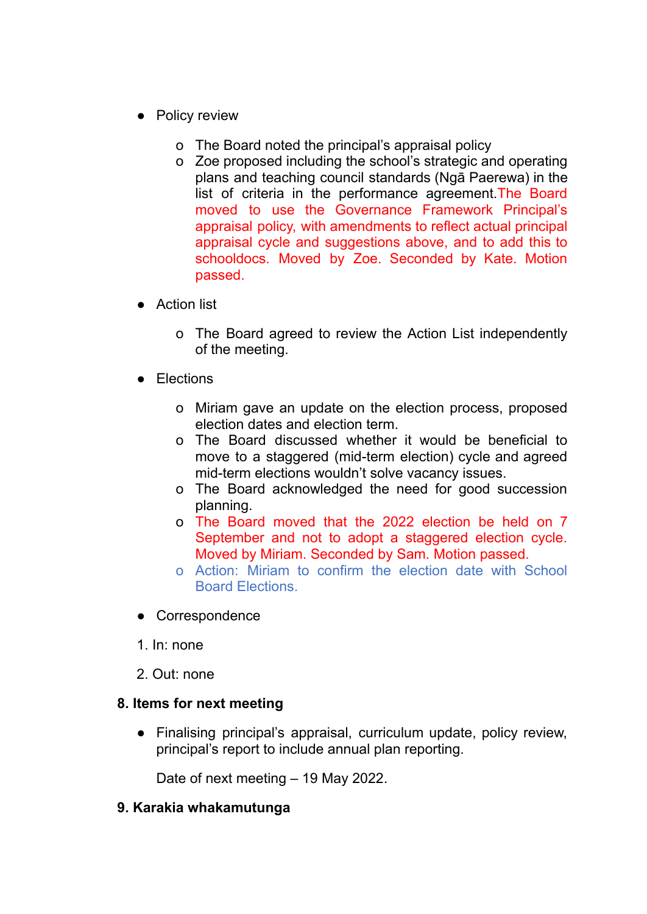- Policy review
    - The Board noted the principal's appraisal policy
    - Zoe proposed including the school's strategic and operating plans and teaching council standards (Ngā Paerewa) in the list of criteria in the performance agreement. The Board moved to use the Governance Framework Principal's appraisal policy, with amendments to reflect actual principal appraisal cycle and suggestions above, and to add this to schooldocs. Moved by Zoe. Seconded by Kate. Motion passed.

- Action list
    - The Board agreed to review the Action List independently of the meeting.

- Elections
    - Miriam gave an update on the election process, proposed election dates and election term.
    - The Board discussed whether it would be beneficial to move to a staggered (mid-term election) cycle and agreed mid-term elections wouldn't solve vacancy issues.
    - The Board acknowledged the need for good succession planning.
    - The Board moved that the 2022 election be held on 7 September and not to adopt a staggered election cycle. Moved by Miriam. Seconded by Sam. Motion passed.
    - Action: Miriam to confirm the election date with School Board Elections.

- Correspondence

1. In: none

2. Out: none

**8. Items for next meeting**

- Finalising principal's appraisal, curriculum update, policy review, principal's report to include annual plan reporting.

  Date of next meeting – 19 May 2022.

**9. Karakia whakamutunga**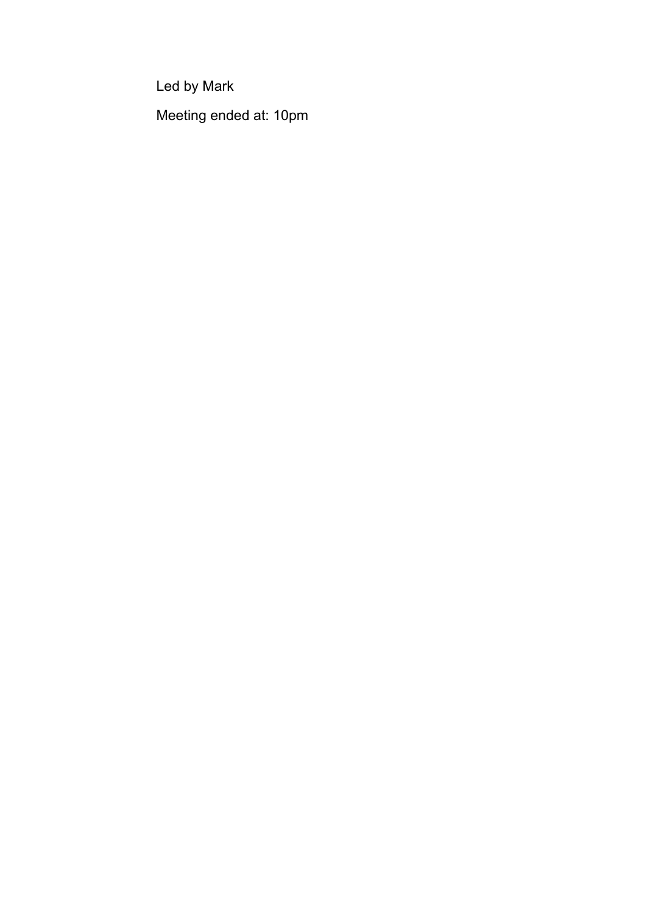Led by Mark

Meeting ended at: 10pm